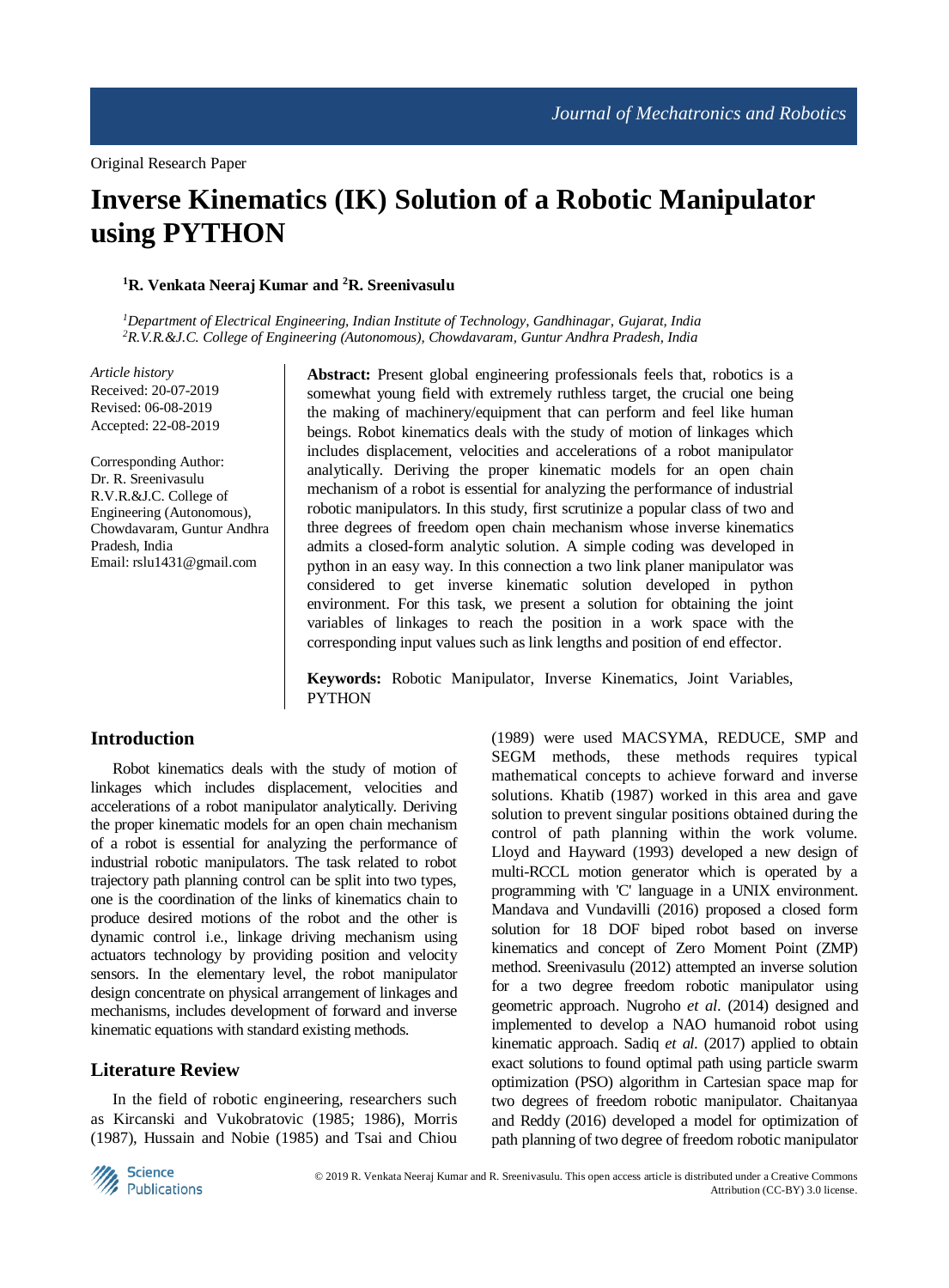Original Research Paper

# Inverse Kinematics (IK) Solution of a Robotic Manipulator using PYTHON

**[1]R. Venkata Neeraj Kumar and [2]R. Sreenivasulu**

*[1]Department of Electrical Engineering, Indian Institute of Technology, Gandhinagar, Gujarat, India*
*[2]R.V.R.&J.C. College of Engineering (Autonomous), Chowdavaram, Guntur Andhra Pradesh, India*

*Article history*
Received: 20-07-2019
Revised: 06-08-2019
Accepted: 22-08-2019

Corresponding Author:
Dr. R. Sreenivasulu
R.V.R.&J.C. College of Engineering (Autonomous), Chowdavaram, Guntur Andhra Pradesh, India
Email: rslu1431@gmail.com

**Abstract:** Present global engineering professionals feels that, robotics is a somewhat young field with extremely ruthless target, the crucial one being the making of machinery/equipment that can perform and feel like human beings. Robot kinematics deals with the study of motion of linkages which includes displacement, velocities and accelerations of a robot manipulator analytically. Deriving the proper kinematic models for an open chain mechanism of a robot is essential for analyzing the performance of industrial robotic manipulators. In this study, first scrutinize a popular class of two and three degrees of freedom open chain mechanism whose inverse kinematics admits a closed-form analytic solution. A simple coding was developed in python in an easy way. In this connection a two link planer manipulator was considered to get inverse kinematic solution developed in python environment. For this task, we present a solution for obtaining the joint variables of linkages to reach the position in a work space with the corresponding input values such as link lengths and position of end effector.

**Keywords:** Robotic Manipulator, Inverse Kinematics, Joint Variables, PYTHON

## Introduction

Robot kinematics deals with the study of motion of linkages which includes displacement, velocities and accelerations of a robot manipulator analytically. Deriving the proper kinematic models for an open chain mechanism of a robot is essential for analyzing the performance of industrial robotic manipulators. The task related to robot trajectory path planning control can be split into two types, one is the coordination of the links of kinematics chain to produce desired motions of the robot and the other is dynamic control i.e., linkage driving mechanism using actuators technology by providing position and velocity sensors. In the elementary level, the robot manipulator design concentrate on physical arrangement of linkages and mechanisms, includes development of forward and inverse kinematic equations with standard existing methods.

## Literature Review

In the field of robotic engineering, researchers such as Kircanski and Vukobratovic (1985; 1986), Morris (1987), Hussain and Nobie (1985) and Tsai and Chiou (1989) were used MACSYMA, REDUCE, SMP and SEGM methods, these methods requires typical mathematical concepts to achieve forward and inverse solutions. Khatib (1987) worked in this area and gave solution to prevent singular positions obtained during the control of path planning within the work volume. Lloyd and Hayward (1993) developed a new design of multi-RCCL motion generator which is operated by a programming with 'C' language in a UNIX environment. Mandava and Vundavilli (2016) proposed a closed form solution for 18 DOF biped robot based on inverse kinematics and concept of Zero Moment Point (ZMP) method. Sreenivasulu (2012) attempted an inverse solution for a two degree freedom robotic manipulator using geometric approach. Nugroho *et al*. (2014) designed and implemented to develop a NAO humanoid robot using kinematic approach. Sadiq *et al.* (2017) applied to obtain exact solutions to found optimal path using particle swarm optimization (PSO) algorithm in Cartesian space map for two degrees of freedom robotic manipulator. Chaitanyaa and Reddy (2016) developed a model for optimization of path planning of two degree of freedom robotic manipulator

© 2019 R. Venkata Neeraj Kumar and R. Sreenivasulu. This open access article is distributed under a Creative Commons Attribution (CC-BY) 3.0 license.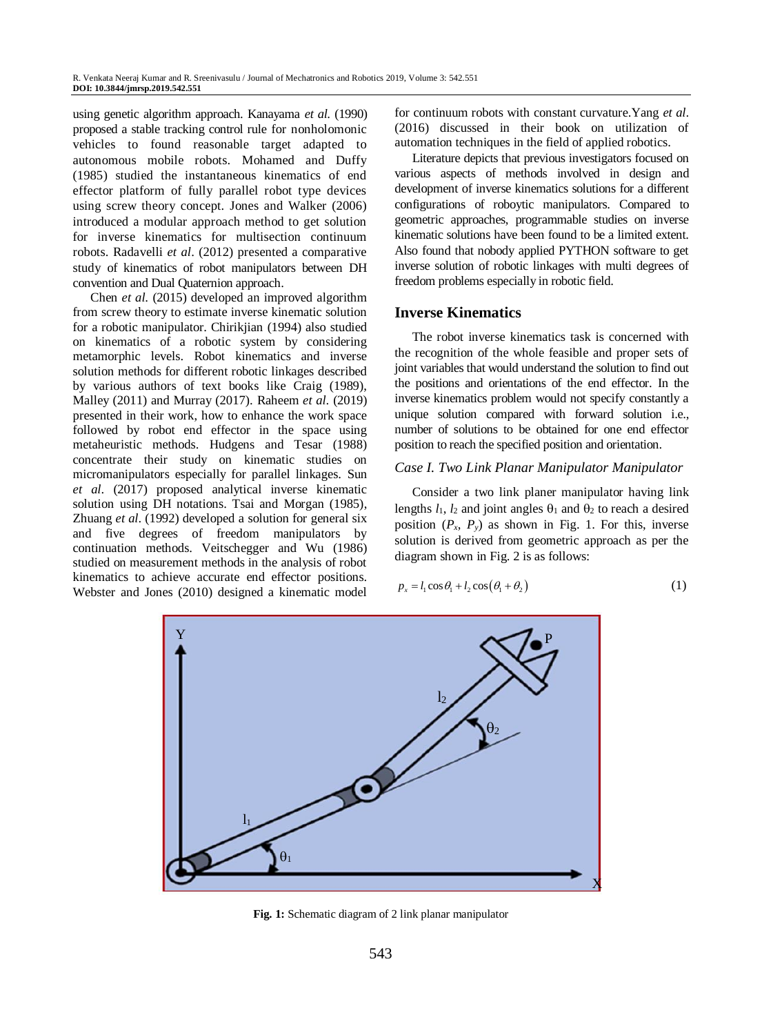using genetic algorithm approach. Kanayama *et al.* (1990) proposed a stable tracking control rule for nonholonomic vehicles to found reasonable target adapted to autonomous mobile robots. Mohamed and Duffy (1985) studied the instantaneous kinematics of end effector platform of fully parallel robot type devices using screw theory concept. Jones and Walker (2006) introduced a modular approach method to get solution for inverse kinematics for multisection continuum robots. Radavelli *et al*. (2012) presented a comparative study of kinematics of robot manipulators between DH convention and Dual Quaternion approach.

Chen *et al.* (2015) developed an improved algorithm from screw theory to estimate inverse kinematic solution for a robotic manipulator. Chirikjian (1994) also studied on kinematics of a robotic system by considering metamorphic levels. Robot kinematics and inverse solution methods for different robotic linkages described by various authors of text books like Craig (1989), Malley (2011) and Murray (2017). Raheem *et al.* (2019) presented in their work, how to enhance the work space followed by robot end effector in the space using metaheuristic methods. Hudgens and Tesar (1988) concentrate their study on kinematic studies on micromanipulators especially for parallel linkages. Sun *et al*. (2017) proposed analytical inverse kinematic solution using DH notations. Tsai and Morgan (1985), Zhuang *et al*. (1992) developed a solution for general six and five degrees of freedom manipulators by continuation methods. Veitschegger and Wu (1986) studied on measurement methods in the analysis of robot kinematics to achieve accurate end effector positions. Webster and Jones (2010) designed a kinematic model for continuum robots with constant curvature. Yang *et al*. (2016) discussed in their book on utilization of automation techniques in the field of applied robotics.

Literature depicts that previous investigators focused on various aspects of methods involved in design and development of inverse kinematics solutions for a different configurations of roboytic manipulators. Compared to geometric approaches, programmable studies on inverse kinematic solutions have been found to be a limited extent. Also found that nobody applied PYTHON software to get inverse solution of robotic linkages with multi degrees of freedom problems especially in robotic field.

## Inverse Kinematics

The robot inverse kinematics task is concerned with the recognition of the whole feasible and proper sets of joint variables that would understand the solution to find out the positions and orientations of the end effector. In the inverse kinematics problem would not specify constantly a unique solution compared with forward solution i.e., number of solutions to be obtained for one end effector position to reach the specified position and orientation.

### *Case I. Two Link Planar Manipulator Manipulator*

Consider a two link planer manipulator having link lengths $l_1$, $l_2$ and joint angles $\theta_1$ and $\theta_2$ to reach a desired position ($P_x$, $P_y$) as shown in Fig. 1. For this, inverse solution is derived from geometric approach as per the diagram shown in Fig. 2 is as follows:

$$p_x = l_1 \cos\theta_1 + l_2 \cos(\theta_1 + \theta_2) \tag{1}$$

**Fig. 1:** Schematic diagram of 2 link planar manipulator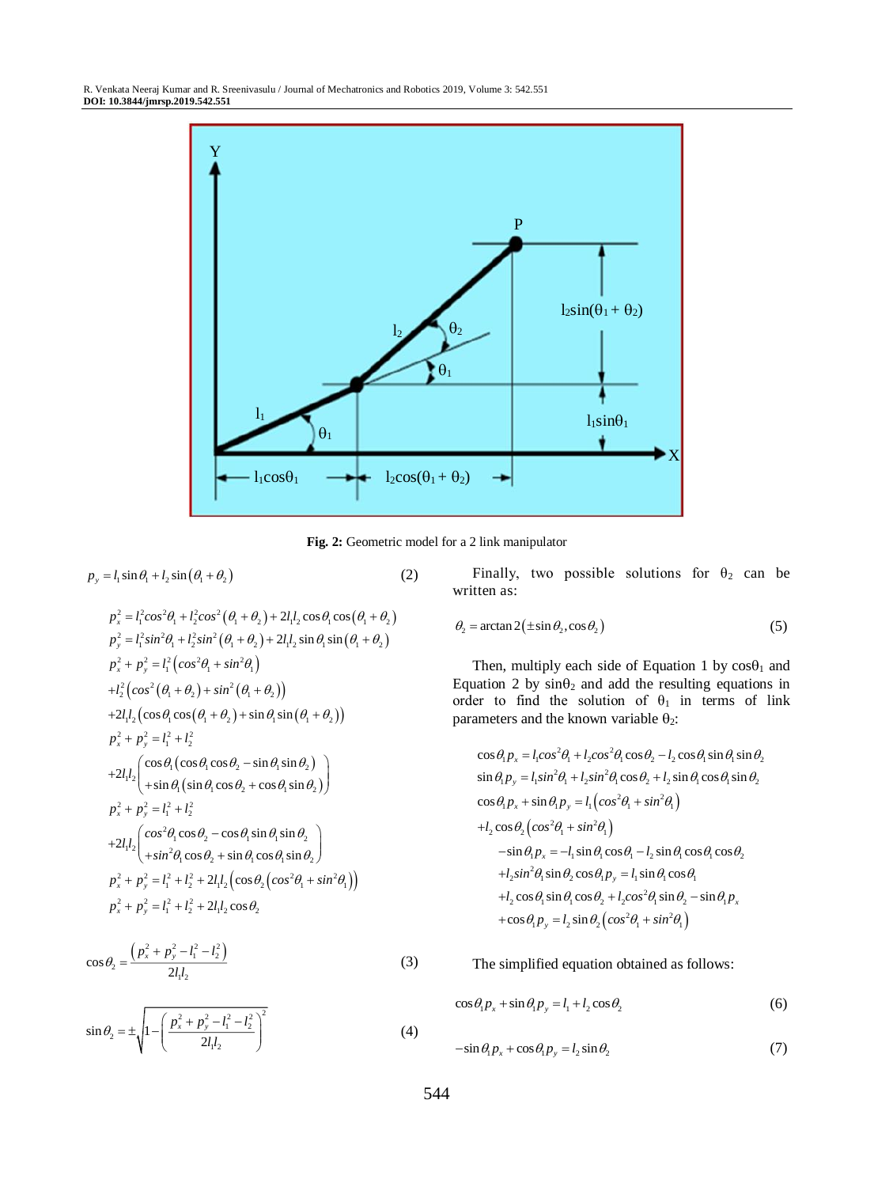**Fig. 2:** Geometric model for a 2 link manipulator

$$p_y = l_1 \sin\theta_1 + l_2 \sin(\theta_1 + \theta_2) \tag{2}$$

$$
\begin{aligned}
&p_x^2 = l_1^2 cos^2\theta_1 + l_2^2 cos^2(\theta_1+\theta_2) + 2l_1 l_2 \cos\theta_1 \cos(\theta_1+\theta_2)\\
&p_y^2 = l_1^2 sin^2\theta_1 + l_2^2 sin^2(\theta_1+\theta_2) + 2l_1 l_2 \sin\theta_1 \sin(\theta_1+\theta_2)\\
&p_x^2 + p_y^2 = l_1^2\left(cos^2\theta_1 + sin^2\theta_1\right)\\
&+l_2^2\left(cos^2(\theta_1+\theta_2) + sin^2(\theta_1+\theta_2)\right)\\
&+2l_1 l_2\left(\cos\theta_1\cos(\theta_1+\theta_2) + \sin\theta_1 \sin(\theta_1+\theta_2)\right)\\
&p_x^2 + p_y^2 = l_1^2 + l_2^2\\
&+2l_1 l_2\begin{pmatrix}\cos\theta_1(\cos\theta_1\cos\theta_2 - \sin\theta_1\sin\theta_2)\\ +\sin\theta_1(\sin\theta_1\cos\theta_2 + \cos\theta_1\sin\theta_2)\end{pmatrix}\\
&p_x^2 + p_y^2 = l_1^2 + l_2^2\\
&+2l_1 l_2\begin{pmatrix}cos^2\theta_1\cos\theta_2 - \cos\theta_1\sin\theta_1\sin\theta_2\\ +sin^2\theta_1\cos\theta_2 + \sin\theta_1\cos\theta_1\sin\theta_2\end{pmatrix}\\
&p_x^2 + p_y^2 = l_1^2 + l_2^2 + 2l_1 l_2\left(\cos\theta_2\left(cos^2\theta_1 + sin^2\theta_1\right)\right)\\
&p_x^2 + p_y^2 = l_1^2 + l_2^2 + 2l_1 l_2 \cos\theta_2
\end{aligned}
$$

$$\cos\theta_2 = \frac{\left(p_x^2 + p_y^2 - l_1^2 - l_2^2\right)}{2l_1 l_2} \tag{3}$$

$$\sin\theta_2 = \pm\sqrt{1 - \left(\frac{p_x^2 + p_y^2 - l_1^2 - l_2^2}{2l_1 l_2}\right)^2} \tag{4}$$

Finally, two possible solutions for $\theta_2$ can be written as:

$$\theta_2 = \arctan 2(\pm\sin\theta_2, \cos\theta_2) \tag{5}$$

Then, multiply each side of Equation 1 by $\cos\theta_1$ and Equation 2 by $\sin\theta_2$ and add the resulting equations in order to find the solution of $\theta_1$ in terms of link parameters and the known variable $\theta_2$:

$$
\begin{aligned}
&\cos\theta_1 p_x = l_1 cos^2\theta_1 + l_2 cos^2\theta_1\cos\theta_2 - l_2\cos\theta_1\sin\theta_1\sin\theta_2\\
&\sin\theta_1 p_y = l_1 sin^2\theta_1 + l_2 sin^2\theta_1\cos\theta_2 + l_2\sin\theta_1\cos\theta_1\sin\theta_2\\
&\cos\theta_1 p_x + \sin\theta_1 p_y = l_1\left(cos^2\theta_1 + sin^2\theta_1\right)\\
&+l_2\cos\theta_2\left(cos^2\theta_1 + sin^2\theta_1\right)\\
&\quad -\sin\theta_1 p_x = -l_1\sin\theta_1\cos\theta_1 - l_2\sin\theta_1\cos\theta_1\cos\theta_2\\
&\quad +l_2 sin^2\theta_1\sin\theta_2\cos\theta_1 p_y = l_1\sin\theta_1\cos\theta_1\\
&\quad +l_2\cos\theta_1\sin\theta_1\cos\theta_2 + l_2 cos^2\theta_1\sin\theta_2 - \sin\theta_1 p_x\\
&\quad +\cos\theta_1 p_y = l_2\sin\theta_2\left(cos^2\theta_1 + sin^2\theta_1\right)
\end{aligned}
$$

The simplified equation obtained as follows:

$$\cos\theta_1 p_x + \sin\theta_1 p_y = l_1 + l_2\cos\theta_2 \tag{6}$$

$$-\sin\theta_1 p_x + \cos\theta_1 p_y = l_2\sin\theta_2 \tag{7}$$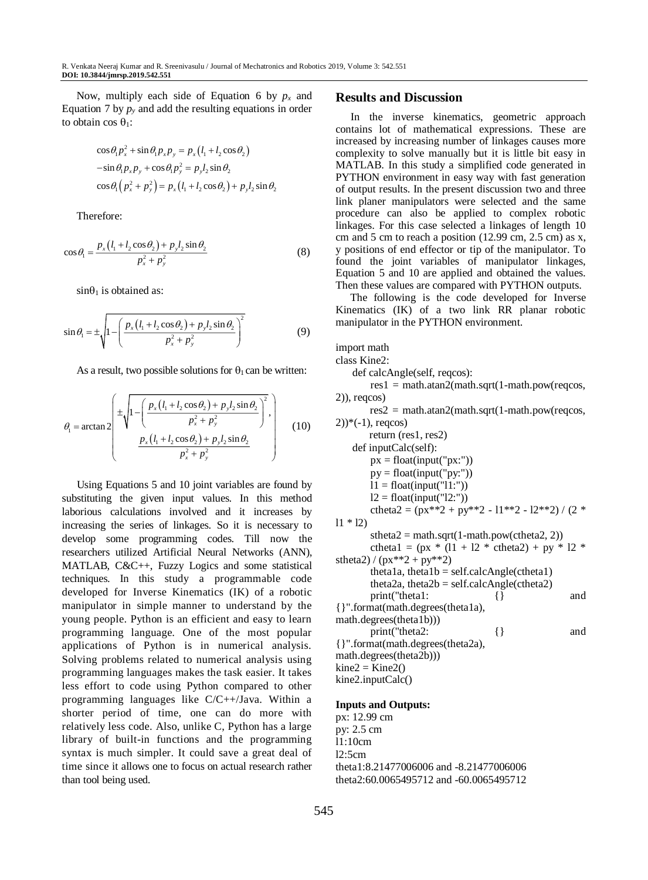Now, multiply each side of Equation 6 by $p_x$ and Equation 7 by $p_y$ and add the resulting equations in order to obtain cos $\theta_1$:

$$\cos\theta_1 p_x^2 + \sin\theta_1 p_x p_y = p_x\left(l_1 + l_2\cos\theta_2\right)$$
$$-\sin\theta_1 p_x p_y + \cos\theta_1 p_y^2 = p_y l_2 \sin\theta_2$$
$$\cos\theta_1\left(p_x^2 + p_y^2\right) = p_x\left(l_1 + l_2\cos\theta_2\right) + p_y l_2 \sin\theta_2$$

Therefore:

$$\cos\theta_1 = \frac{p_x\left(l_1 + l_2\cos\theta_2\right) + p_y l_2 \sin\theta_2}{p_x^2 + p_y^2} \tag{8}$$

$\sin\theta_1$ is obtained as:

$$\sin\theta_1 = \pm\sqrt{1 - \left(\frac{p_x\left(l_1 + l_2\cos\theta_2\right) + p_y l_2 \sin\theta_2}{p_x^2 + p_y^2}\right)^2} \tag{9}$$

As a result, two possible solutions for $\theta_1$ can be written:

$$\theta_1 = \arctan 2\left(\pm\sqrt{1 - \left(\frac{p_x\left(l_1 + l_2\cos\theta_2\right) + p_y l_2 \sin\theta_2}{p_x^2 + p_y^2}\right)^2}, \frac{p_x\left(l_1 + l_2\cos\theta_2\right) + p_y l_2 \sin\theta_2}{p_x^2 + p_y^2}\right) \tag{10}$$

Using Equations 5 and 10 joint variables are found by substituting the given input values. In this method laborious calculations involved and it increases by increasing the series of linkages. So it is necessary to develop some programming codes. Till now the researchers utilized Artificial Neural Networks (ANN), MATLAB, C&C++, Fuzzy Logics and some statistical techniques. In this study a programmable code developed for Inverse Kinematics (IK) of a robotic manipulator in simple manner to understand by the young people. Python is an efficient and easy to learn programming language. One of the most popular applications of Python is in numerical analysis. Solving problems related to numerical analysis using programming languages makes the task easier. It takes less effort to code using Python compared to other programming languages like C/C++/Java. Within a shorter period of time, one can do more with relatively less code. Also, unlike C, Python has a large library of built-in functions and the programming syntax is much simpler. It could save a great deal of time since it allows one to focus on actual research rather than tool being used.

## Results and Discussion

In the inverse kinematics, geometric approach contains lot of mathematical expressions. These are increased by increasing number of linkages causes more complexity to solve manually but it is little bit easy in MATLAB. In this study a simplified code generated in PYTHON environment in easy way with fast generation of output results. In the present discussion two and three link planer manipulators were selected and the same procedure can also be applied to complex robotic linkages. For this case selected a linkages of length 10 cm and 5 cm to reach a position (12.99 cm, 2.5 cm) as x, y positions of end effector or tip of the manipulator. To found the joint variables of manipulator linkages, Equation 5 and 10 are applied and obtained the values. Then these values are compared with PYTHON outputs.

The following is the code developed for Inverse Kinematics (IK) of a two link RR planar robotic manipulator in the PYTHON environment.

```
import math
class Kine2:
    def calcAngle(self, reqcos):
        res1 = math.atan2(math.sqrt(1-math.pow(reqcos, 2)), reqcos)
        res2 = math.atan2(math.sqrt(1-math.pow(reqcos, 2))*(-1), reqcos)
        return (res1, res2)
    def inputCalc(self):
        px = float(input("px:"))
        py = float(input("py:"))
        l1 = float(input("l1:"))
        l2 = float(input("l2:"))
        ctheta2 = (px**2 + py**2 - l1**2 - l2**2) / (2 * l1 * l2)
        stheta2 = math.sqrt(1-math.pow(ctheta2, 2))
        ctheta1 = (px * (l1 + l2 * ctheta2) + py * l2 * stheta2) / (px**2 + py**2)
        theta1a, theta1b = self.calcAngle(ctheta1)
        theta2a, theta2b = self.calcAngle(ctheta2)
        print("theta1: {} and {}".format(math.degrees(theta1a), math.degrees(theta1b)))
        print("theta2: {} and {}".format(math.degrees(theta2a), math.degrees(theta2b)))
kine2 = Kine2()
kine2.inputCalc()
```

**Inputs and Outputs:**

px: 12.99 cm
py: 2.5 cm
l1:10cm
l2:5cm
theta1:8.21477006006 and -8.21477006006
theta2:60.0065495712 and -60.0065495712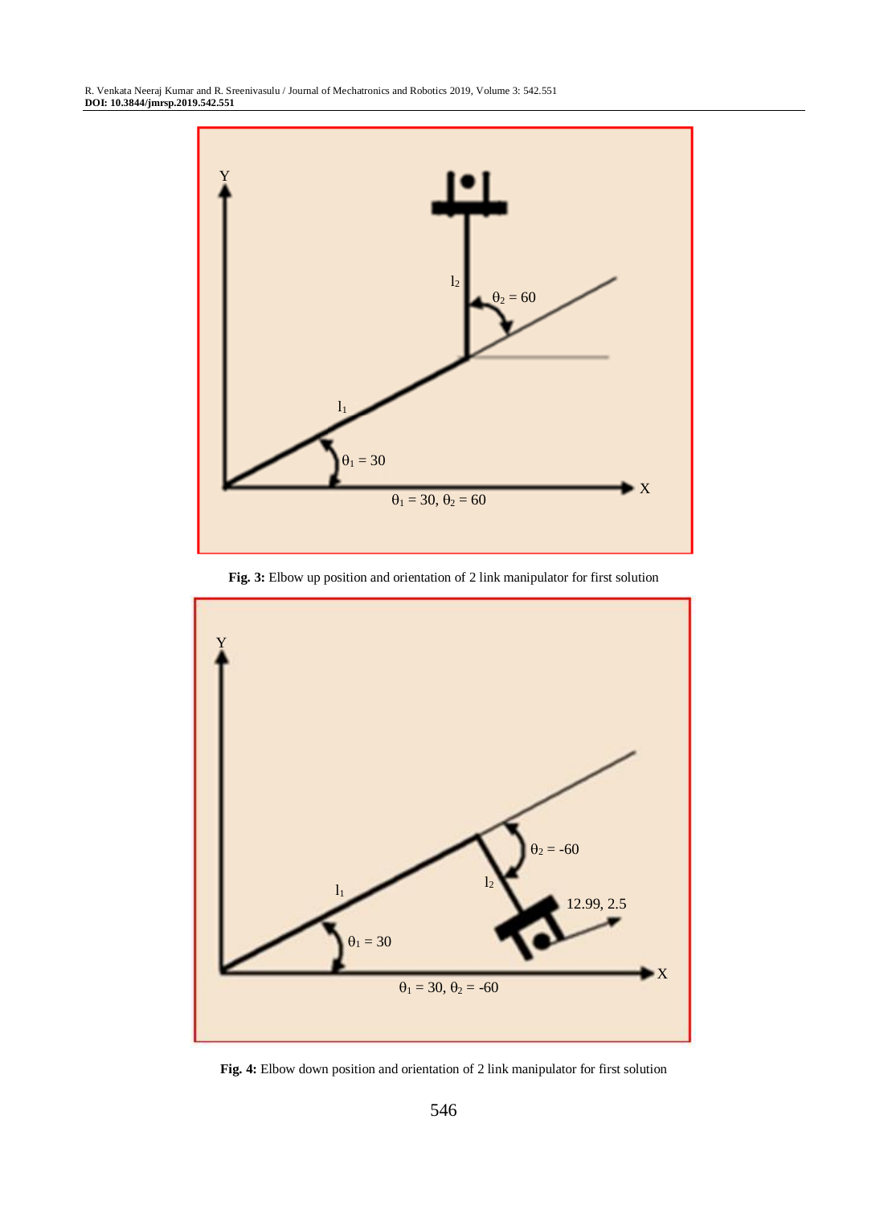**Fig. 3:** Elbow up position and orientation of 2 link manipulator for first solution

**Fig. 4:** Elbow down position and orientation of 2 link manipulator for first solution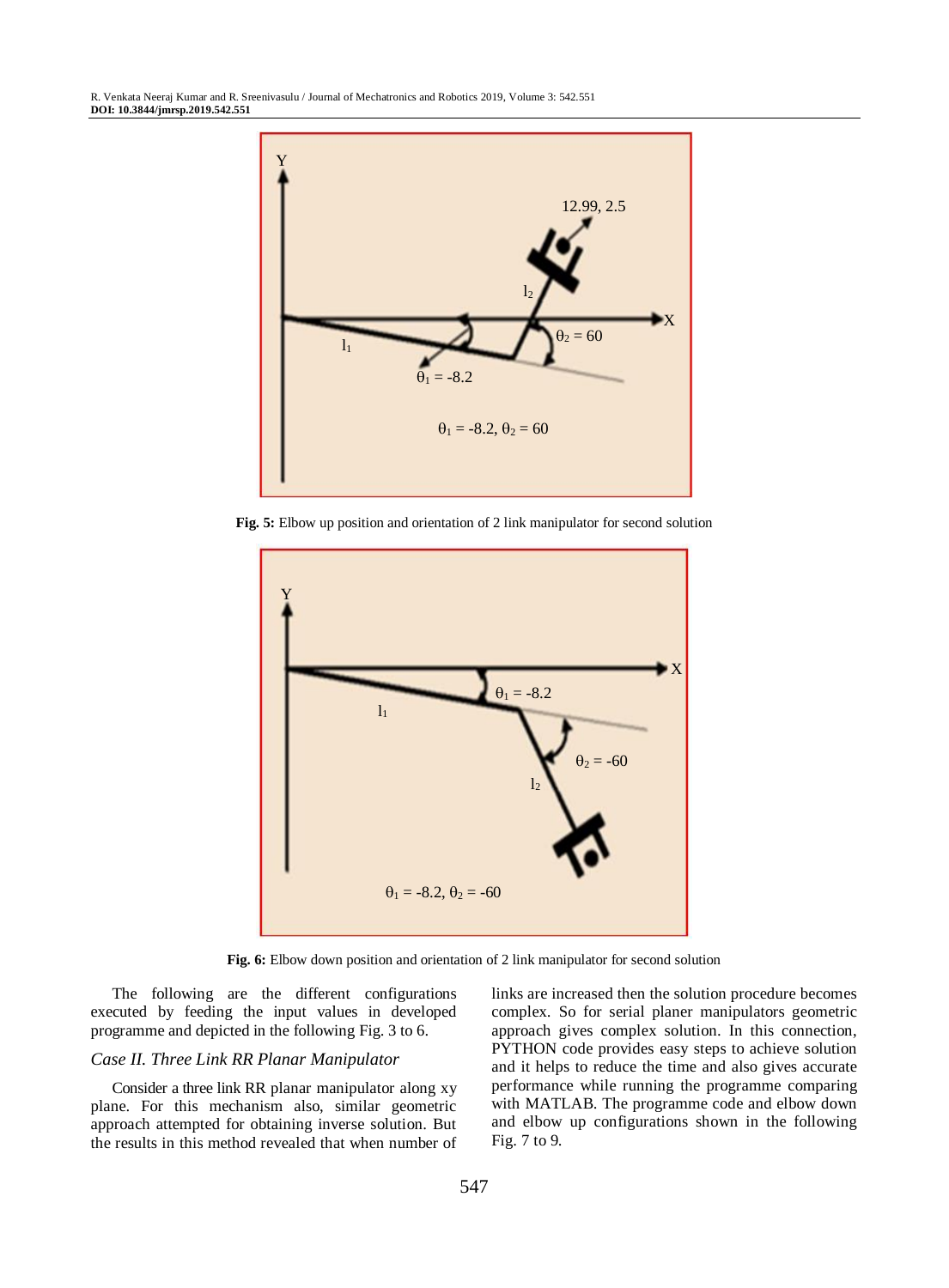Fig. 5: Elbow up position and orientation of 2 link manipulator for second solution

Fig. 6: Elbow down position and orientation of 2 link manipulator for second solution

The following are the different configurations executed by feeding the input values in developed programme and depicted in the following Fig. 3 to 6.

*Case II. Three Link RR Planar Manipulator*

Consider a three link RR planar manipulator along xy plane. For this mechanism also, similar geometric approach attempted for obtaining inverse solution. But the results in this method revealed that when number of links are increased then the solution procedure becomes complex. So for serial planer manipulators geometric approach gives complex solution. In this connection, PYTHON code provides easy steps to achieve solution and it helps to reduce the time and also gives accurate performance while running the programme comparing with MATLAB. The programme code and elbow down and elbow up configurations shown in the following Fig. 7 to 9.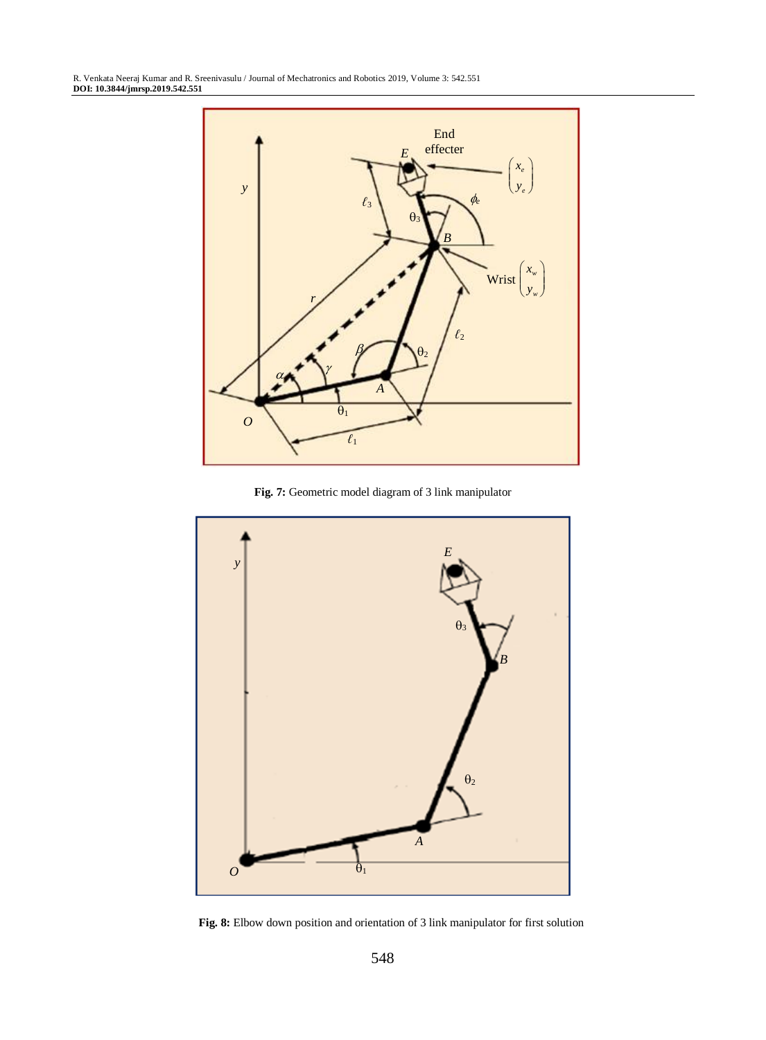**Fig. 7:** Geometric model diagram of 3 link manipulator

**Fig. 8:** Elbow down position and orientation of 3 link manipulator for first solution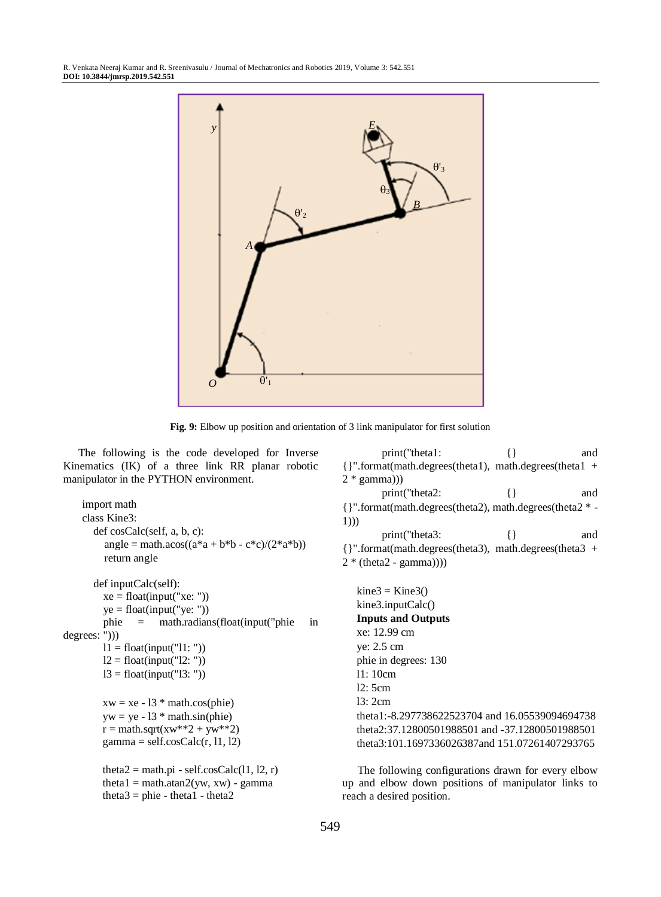Fig. 9: Elbow up position and orientation of 3 link manipulator for first solution

The following is the code developed for Inverse Kinematics (IK) of a three link RR planar robotic manipulator in the PYTHON environment.

```
import math
class Kine3:
    def cosCalc(self, a, b, c):
        angle = math.acos((a*a + b*b - c*c)/(2*a*b))
        return angle

    def inputCalc(self):
        xe = float(input("xe: "))
        ye = float(input("ye: "))
        phie = math.radians(float(input("phie in degrees: ")))
        l1 = float(input("l1: "))
        l2 = float(input("l2: "))
        l3 = float(input("l3: "))

        xw = xe - l3 * math.cos(phie)
        yw = ye - l3 * math.sin(phie)
        r = math.sqrt(xw**2 + yw**2)
        gamma = self.cosCalc(r, l1, l2)

        theta2 = math.pi - self.cosCalc(l1, l2, r)
        theta1 = math.atan2(yw, xw) - gamma
        theta3 = phie - theta1 - theta2

        print("theta1: {} and {}".format(math.degrees(theta1), math.degrees(theta1 + 2 * gamma)))
        print("theta2: {} and {}".format(math.degrees(theta2), math.degrees(theta2 * -1)))
        print("theta3: {} and {}".format(math.degrees(theta3), math.degrees(theta3 + 2 * (theta2 - gamma))))

kine3 = Kine3()
kine3.inputCalc()
```

**Inputs and Outputs**

```
xe: 12.99 cm
ye: 2.5 cm
phie in degrees: 130
l1: 10cm
l2: 5cm
l3: 2cm
theta1:-8.297738622523704 and 16.05539094694738
theta2:37.12800501988501 and -37.12800501988501
theta3:101.1697336026387and 151.07261407293765
```

The following configurations drawn for every elbow up and elbow down positions of manipulator links to reach a desired position.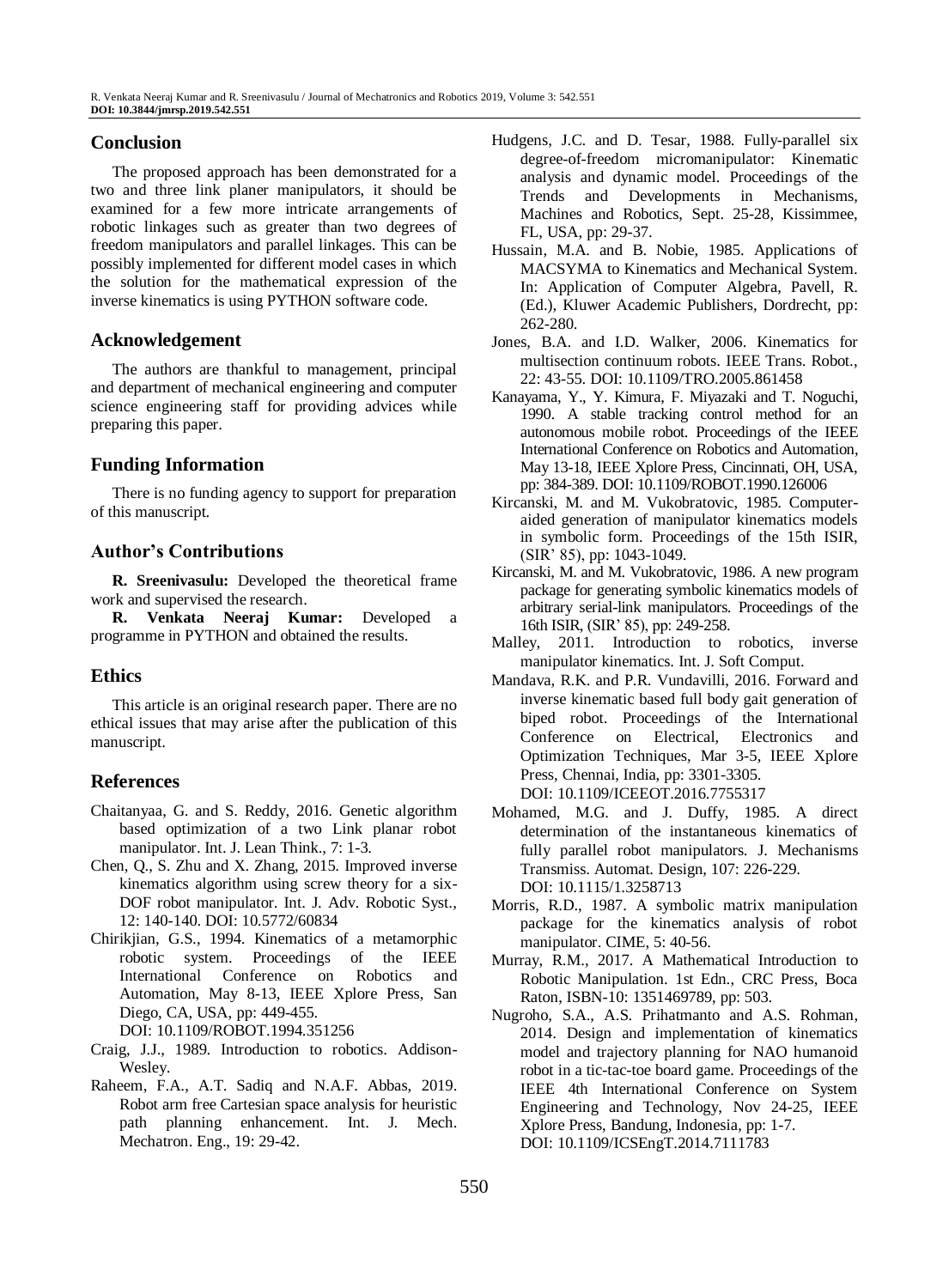## Conclusion

The proposed approach has been demonstrated for a two and three link planer manipulators, it should be examined for a few more intricate arrangements of robotic linkages such as greater than two degrees of freedom manipulators and parallel linkages. This can be possibly implemented for different model cases in which the solution for the mathematical expression of the inverse kinematics is using PYTHON software code.

## Acknowledgement

The authors are thankful to management, principal and department of mechanical engineering and computer science engineering staff for providing advices while preparing this paper.

## Funding Information

There is no funding agency to support for preparation of this manuscript.

## Author's Contributions

**R. Sreenivasulu:** Developed the theoretical frame work and supervised the research.

**R. Venkata Neeraj Kumar:** Developed a programme in PYTHON and obtained the results.

## Ethics

This article is an original research paper. There are no ethical issues that may arise after the publication of this manuscript.

## References

Chaitanyaa, G. and S. Reddy, 2016. Genetic algorithm based optimization of a two Link planar robot manipulator. Int. J. Lean Think., 7: 1-3.

Chen, Q., S. Zhu and X. Zhang, 2015. Improved inverse kinematics algorithm using screw theory for a six-DOF robot manipulator. Int. J. Adv. Robotic Syst., 12: 140-140. DOI: 10.5772/60834

Chirikjian, G.S., 1994. Kinematics of a metamorphic robotic system. Proceedings of the IEEE International Conference on Robotics and Automation, May 8-13, IEEE Xplore Press, San Diego, CA, USA, pp: 449-455. DOI: 10.1109/ROBOT.1994.351256

Craig, J.J., 1989. Introduction to robotics. Addison-Wesley.

Raheem, F.A., A.T. Sadiq and N.A.F. Abbas, 2019. Robot arm free Cartesian space analysis for heuristic path planning enhancement. Int. J. Mech. Mechatron. Eng., 19: 29-42.

Hudgens, J.C. and D. Tesar, 1988. Fully-parallel six degree-of-freedom micromanipulator: Kinematic analysis and dynamic model. Proceedings of the Trends and Developments in Mechanisms, Machines and Robotics, Sept. 25-28, Kissimmee, FL, USA, pp: 29-37.

Hussain, M.A. and B. Nobie, 1985. Applications of MACSYMA to Kinematics and Mechanical System. In: Application of Computer Algebra, Pavell, R. (Ed.), Kluwer Academic Publishers, Dordrecht, pp: 262-280.

Jones, B.A. and I.D. Walker, 2006. Kinematics for multisection continuum robots. IEEE Trans. Robot., 22: 43-55. DOI: 10.1109/TRO.2005.861458

Kanayama, Y., Y. Kimura, F. Miyazaki and T. Noguchi, 1990. A stable tracking control method for an autonomous mobile robot. Proceedings of the IEEE International Conference on Robotics and Automation, May 13-18, IEEE Xplore Press, Cincinnati, OH, USA, pp: 384-389. DOI: 10.1109/ROBOT.1990.126006

Kircanski, M. and M. Vukobratovic, 1985. Computer-aided generation of manipulator kinematics models in symbolic form. Proceedings of the 15th ISIR, (SIR' 85), pp: 1043-1049.

Kircanski, M. and M. Vukobratovic, 1986. A new program package for generating symbolic kinematics models of arbitrary serial-link manipulators. Proceedings of the 16th ISIR, (SIR' 85), pp: 249-258.

Malley, 2011. Introduction to robotics, inverse manipulator kinematics. Int. J. Soft Comput.

Mandava, R.K. and P.R. Vundavilli, 2016. Forward and inverse kinematic based full body gait generation of biped robot. Proceedings of the International Conference on Electrical, Electronics and Optimization Techniques, Mar 3-5, IEEE Xplore Press, Chennai, India, pp: 3301-3305. DOI: 10.1109/ICEEOT.2016.7755317

Mohamed, M.G. and J. Duffy, 1985. A direct determination of the instantaneous kinematics of fully parallel robot manipulators. J. Mechanisms Transmiss. Automat. Design, 107: 226-229. DOI: 10.1115/1.3258713

Morris, R.D., 1987. A symbolic matrix manipulation package for the kinematics analysis of robot manipulator. CIME, 5: 40-56.

Murray, R.M., 2017. A Mathematical Introduction to Robotic Manipulation. 1st Edn., CRC Press, Boca Raton, ISBN-10: 1351469789, pp: 503.

Nugroho, S.A., A.S. Prihatmanto and A.S. Rohman, 2014. Design and implementation of kinematics model and trajectory planning for NAO humanoid robot in a tic-tac-toe board game. Proceedings of the IEEE 4th International Conference on System Engineering and Technology, Nov 24-25, IEEE Xplore Press, Bandung, Indonesia, pp: 1-7. DOI: 10.1109/ICSEngT.2014.7111783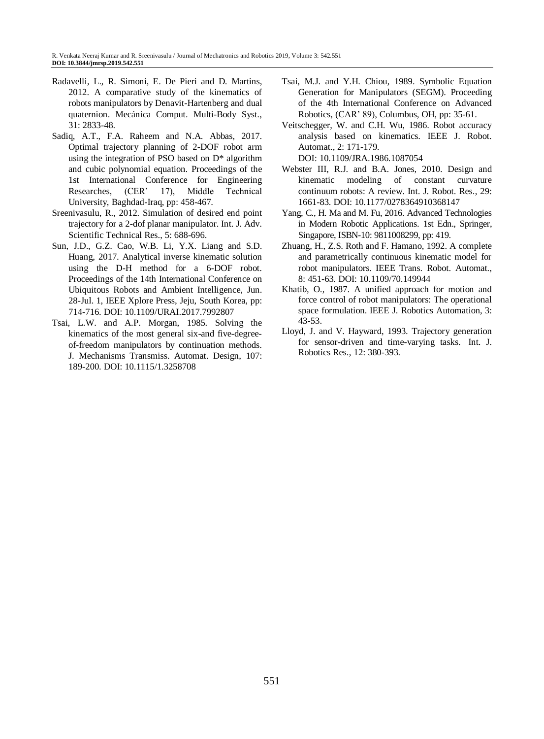Radavelli, L., R. Simoni, E. De Pieri and D. Martins, 2012. A comparative study of the kinematics of robots manipulators by Denavit-Hartenberg and dual quaternion. Mecánica Comput. Multi-Body Syst., 31: 2833-48.

Sadiq, A.T., F.A. Raheem and N.A. Abbas, 2017. Optimal trajectory planning of 2-DOF robot arm using the integration of PSO based on D* algorithm and cubic polynomial equation. Proceedings of the 1st International Conference for Engineering Researches, (CER' 17), Middle Technical University, Baghdad-Iraq, pp: 458-467.

Sreenivasulu, R., 2012. Simulation of desired end point trajectory for a 2-dof planar manipulator. Int. J. Adv. Scientific Technical Res., 5: 688-696.

Sun, J.D., G.Z. Cao, W.B. Li, Y.X. Liang and S.D. Huang, 2017. Analytical inverse kinematic solution using the D-H method for a 6-DOF robot. Proceedings of the 14th International Conference on Ubiquitous Robots and Ambient Intelligence, Jun. 28-Jul. 1, IEEE Xplore Press, Jeju, South Korea, pp: 714-716. DOI: 10.1109/URAI.2017.7992807

Tsai, L.W. and A.P. Morgan, 1985. Solving the kinematics of the most general six-and five-degree-of-freedom manipulators by continuation methods. J. Mechanisms Transmiss. Automat. Design, 107: 189-200. DOI: 10.1115/1.3258708

Tsai, M.J. and Y.H. Chiou, 1989. Symbolic Equation Generation for Manipulators (SEGM). Proceeding of the 4th International Conference on Advanced Robotics, (CAR' 89), Columbus, OH, pp: 35-61.

Veitschegger, W. and C.H. Wu, 1986. Robot accuracy analysis based on kinematics. IEEE J. Robot. Automat., 2: 171-179. DOI: 10.1109/JRA.1986.1087054

Webster III, R.J. and B.A. Jones, 2010. Design and kinematic modeling of constant curvature continuum robots: A review. Int. J. Robot. Res., 29: 1661-83. DOI: 10.1177/0278364910368147

Yang, C., H. Ma and M. Fu, 2016. Advanced Technologies in Modern Robotic Applications. 1st Edn., Springer, Singapore, ISBN-10: 9811008299, pp: 419.

Zhuang, H., Z.S. Roth and F. Hamano, 1992. A complete and parametrically continuous kinematic model for robot manipulators. IEEE Trans. Robot. Automat., 8: 451-63. DOI: 10.1109/70.149944

Khatib, O., 1987. A unified approach for motion and force control of robot manipulators: The operational space formulation. IEEE J. Robotics Automation, 3: 43-53.

Lloyd, J. and V. Hayward, 1993. Trajectory generation for sensor-driven and time-varying tasks. Int. J. Robotics Res., 12: 380-393.